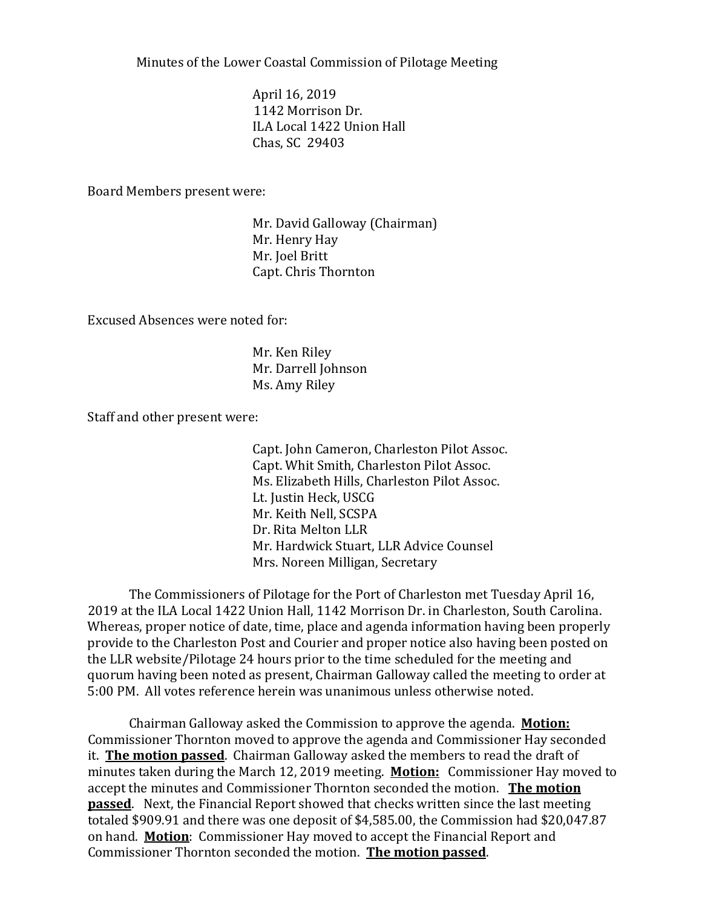# Minutes of the Lower Coastal Commission of Pilotage Meeting

April 16, 2019
1142 Morrison Dr.
ILA Local 1422 Union Hall
Chas, SC 29403

Board Members present were:

Mr. David Galloway (Chairman)
Mr. Henry Hay
Mr. Joel Britt
Capt. Chris Thornton

Excused Absences were noted for:

Mr. Ken Riley
Mr. Darrell Johnson
Ms. Amy Riley

Staff and other present were:

Capt. John Cameron, Charleston Pilot Assoc.
Capt. Whit Smith, Charleston Pilot Assoc.
Ms. Elizabeth Hills, Charleston Pilot Assoc.
Lt. Justin Heck, USCG
Mr. Keith Nell, SCSPA
Dr. Rita Melton LLR
Mr. Hardwick Stuart, LLR Advice Counsel
Mrs. Noreen Milligan, Secretary

The Commissioners of Pilotage for the Port of Charleston met Tuesday April 16, 2019 at the ILA Local 1422 Union Hall, 1142 Morrison Dr. in Charleston, South Carolina. Whereas, proper notice of date, time, place and agenda information having been properly provide to the Charleston Post and Courier and proper notice also having been posted on the LLR website/Pilotage 24 hours prior to the time scheduled for the meeting and quorum having been noted as present, Chairman Galloway called the meeting to order at 5:00 PM. All votes reference herein was unanimous unless otherwise noted.

Chairman Galloway asked the Commission to approve the agenda. **Motion:** Commissioner Thornton moved to approve the agenda and Commissioner Hay seconded it. **The motion passed**. Chairman Galloway asked the members to read the draft of minutes taken during the March 12, 2019 meeting. **Motion:** Commissioner Hay moved to accept the minutes and Commissioner Thornton seconded the motion. **The motion passed**. Next, the Financial Report showed that checks written since the last meeting totaled $909.91 and there was one deposit of $4,585.00, the Commission had $20,047.87 on hand. **Motion**: Commissioner Hay moved to accept the Financial Report and Commissioner Thornton seconded the motion. **The motion passed**.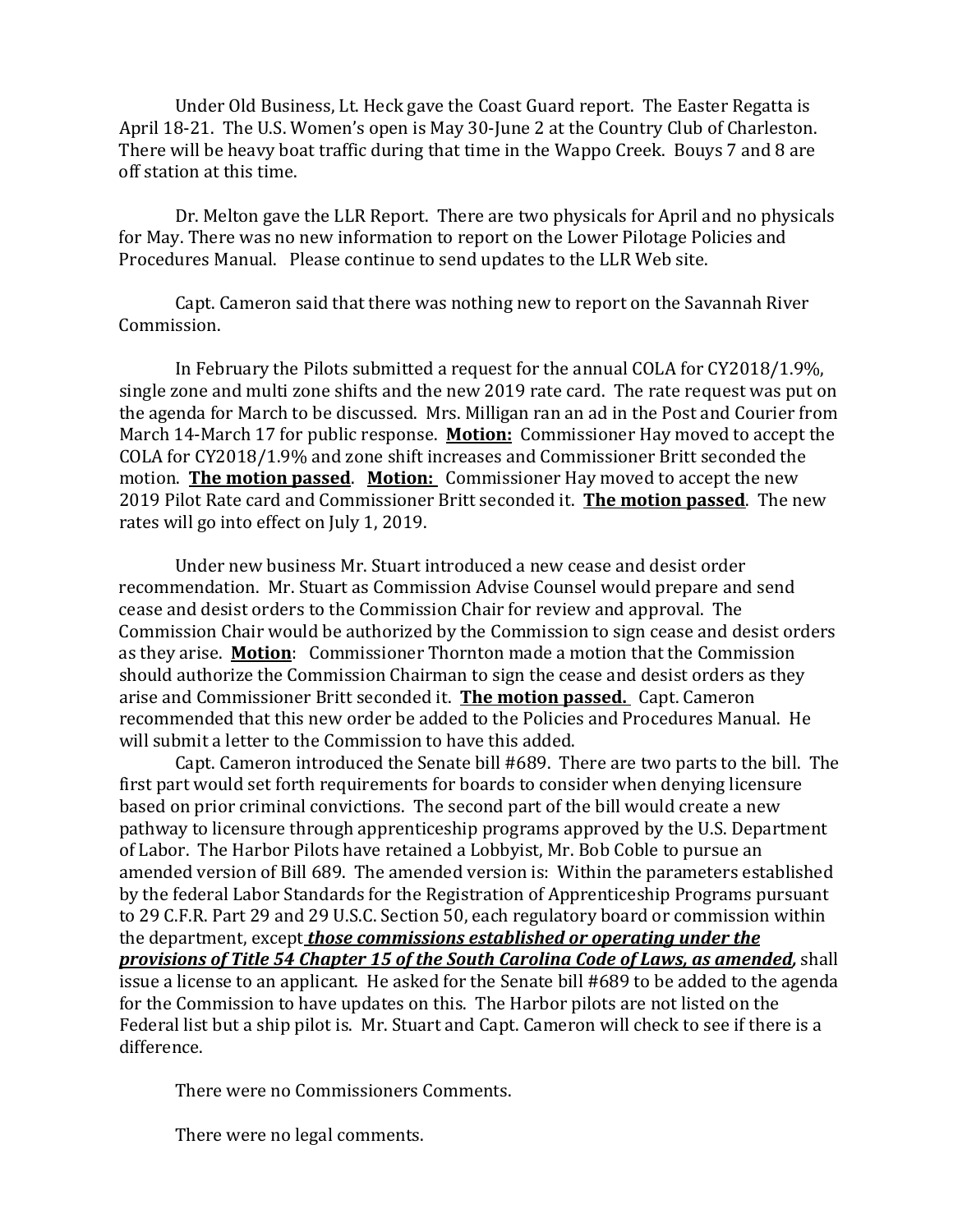Under Old Business, Lt. Heck gave the Coast Guard report. The Easter Regatta is April 18-21. The U.S. Women's open is May 30-June 2 at the Country Club of Charleston. There will be heavy boat traffic during that time in the Wappo Creek. Bouys 7 and 8 are off station at this time.

Dr. Melton gave the LLR Report. There are two physicals for April and no physicals for May. There was no new information to report on the Lower Pilotage Policies and Procedures Manual. Please continue to send updates to the LLR Web site.

Capt. Cameron said that there was nothing new to report on the Savannah River Commission.

In February the Pilots submitted a request for the annual COLA for CY2018/1.9%, single zone and multi zone shifts and the new 2019 rate card. The rate request was put on the agenda for March to be discussed. Mrs. Milligan ran an ad in the Post and Courier from March 14-March 17 for public response. **Motion:** Commissioner Hay moved to accept the COLA for CY2018/1.9% and zone shift increases and Commissioner Britt seconded the motion. **The motion passed**. **Motion:** Commissioner Hay moved to accept the new 2019 Pilot Rate card and Commissioner Britt seconded it. **The motion passed**. The new rates will go into effect on July 1, 2019.

Under new business Mr. Stuart introduced a new cease and desist order recommendation. Mr. Stuart as Commission Advise Counsel would prepare and send cease and desist orders to the Commission Chair for review and approval. The Commission Chair would be authorized by the Commission to sign cease and desist orders as they arise. **Motion**: Commissioner Thornton made a motion that the Commission should authorize the Commission Chairman to sign the cease and desist orders as they arise and Commissioner Britt seconded it. **The motion passed.** Capt. Cameron recommended that this new order be added to the Policies and Procedures Manual. He will submit a letter to the Commission to have this added.

Capt. Cameron introduced the Senate bill #689. There are two parts to the bill. The first part would set forth requirements for boards to consider when denying licensure based on prior criminal convictions. The second part of the bill would create a new pathway to licensure through apprenticeship programs approved by the U.S. Department of Labor. The Harbor Pilots have retained a Lobbyist, Mr. Bob Coble to pursue an amended version of Bill 689. The amended version is: Within the parameters established by the federal Labor Standards for the Registration of Apprenticeship Programs pursuant to 29 C.F.R. Part 29 and 29 U.S.C. Section 50, each regulatory board or commission within the department, except ***those commissions established or operating under the provisions of Title 54 Chapter 15 of the South Carolina Code of Laws, as amended,*** shall issue a license to an applicant. He asked for the Senate bill #689 to be added to the agenda for the Commission to have updates on this. The Harbor pilots are not listed on the Federal list but a ship pilot is. Mr. Stuart and Capt. Cameron will check to see if there is a difference.

There were no Commissioners Comments.

There were no legal comments.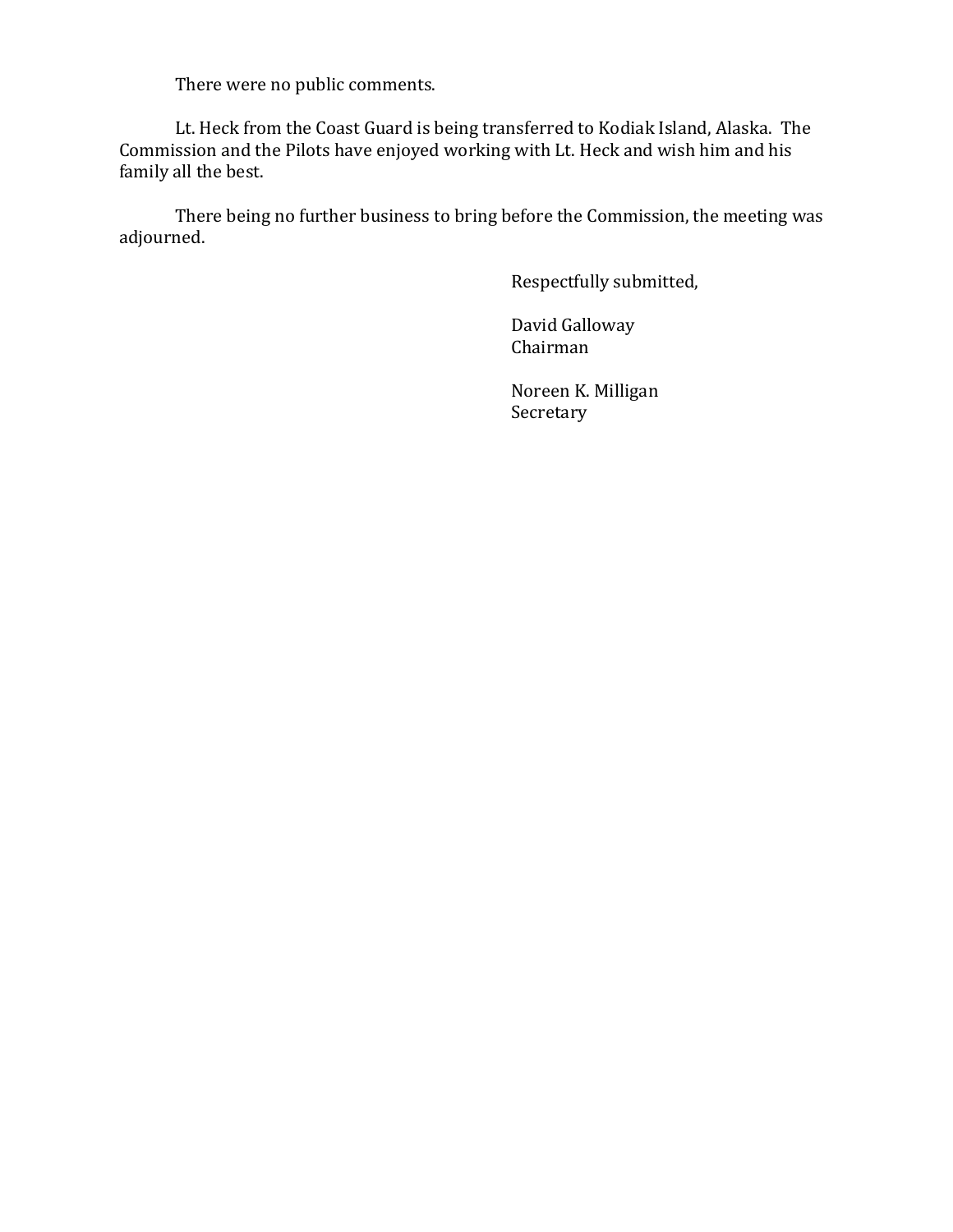There were no public comments.

Lt. Heck from the Coast Guard is being transferred to Kodiak Island, Alaska. The Commission and the Pilots have enjoyed working with Lt. Heck and wish him and his family all the best.

There being no further business to bring before the Commission, the meeting was adjourned.

Respectfully submitted,

David Galloway
Chairman

Noreen K. Milligan
Secretary